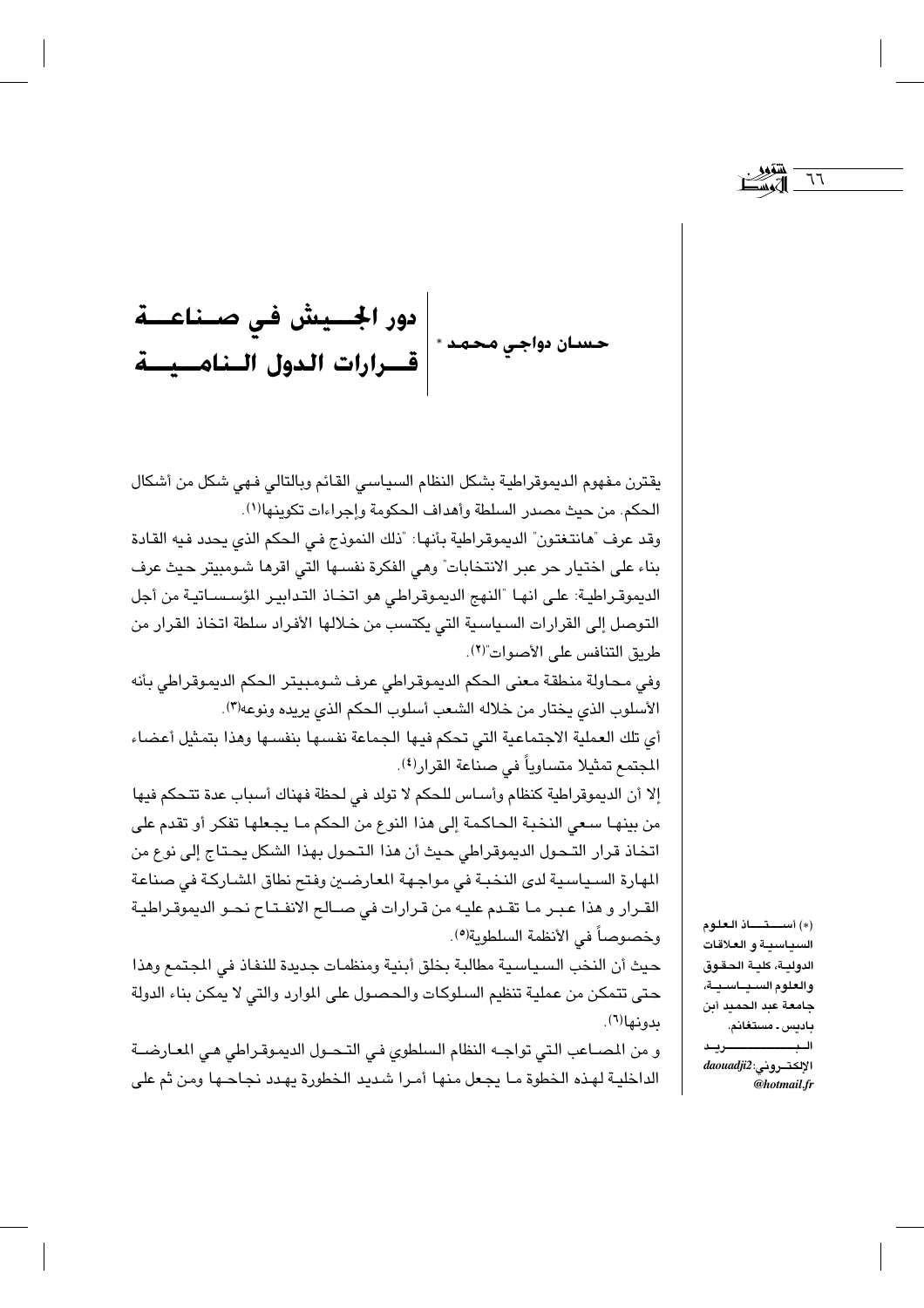# دور الجيش في صناعة قرارات الدول النامية

حسان دواجي محمد *

يقترن مفهوم الديموقراطية بشكل النظام السياسي القائم وبالتالي فهي شكل من أشكال الحكم. من حيث مصدر السلطة وأهداف الحكومة وإجراءات تكوينها[١].

وقد عرف "هانتغتون" الديموقراطية بأنها: "ذلك النموذج في الحكم الذي يحدد فيه القادة بناء على اختيار حر عبر الانتخابات" وهي الفكرة نفسها التي اقرها شومبيتر حيث عرف الديموقراطية: على انها "النهج الديموقراطي هو اتخاذ التدابير المؤسساتية من أجل التوصل إلى القرارات السياسية التي يكتسب من خلالها الأفراد سلطة اتخاذ القرار من طريق التنافس على الأصوات"[٢].

وفي محاولة منطقة معنى الحكم الديموقراطي عرف شومبيتر الحكم الديموقراطي بأنه الأسلوب الذي يختار من خلاله الشعب أسلوب الحكم الذي يريده ونوعه[٣].

أي تلك العملية الاجتماعية التي تحكم فيها الجماعة نفسها بنفسها وهذا بتمثيل أعضاء المجتمع تمثيلا متساوياً في صناعة القرار[٤].

إلا أن الديموقراطية كنظام وأساس للحكم لا تولد في لحظة فهناك أسباب عدة تتحكم فيها من بينها سعي النخبة الحاكمة إلى هذا النوع من الحكم ما يجعلها تفكر أو تقدم على اتخاذ قرار التحول الديموقراطي حيث أن هذا التحول بهذا الشكل يحتاج إلى نوع من المهارة السياسية لدى النخبة في مواجهة المعارضين وفتح نطاق المشاركة في صناعة القرار و هذا عبر ما تقدم عليه من قرارات في صالح الانفتاح نحو الديموقراطية وخصوصاً في الأنظمة السلطوية[٥].

حيث أن النخب السياسية مطالبة بخلق أبنية ومنظمات جديدة للنفاذ في المجتمع وهذا حتى تتمكن من عملية تنظيم السلوكات والحصول على الموارد والتي لا يمكن بناء الدولة بدونها[٦].

و من المصاعب التي تواجه النظام السلطوي في التحول الديموقراطي هي المعارضة الداخلية لهذه الخطوة ما يجعل منها أمرا شديد الخطورة يهدد نجاحها ومن ثم على

(*) أستاذ العلوم السياسية و العلاقات الدولية، كلية الحقوق والعلوم السياسية، جامعة عبد الحميد ابن باديس - مستغانم.
البريد الإلكتروني: daouadji2@hotmail.fr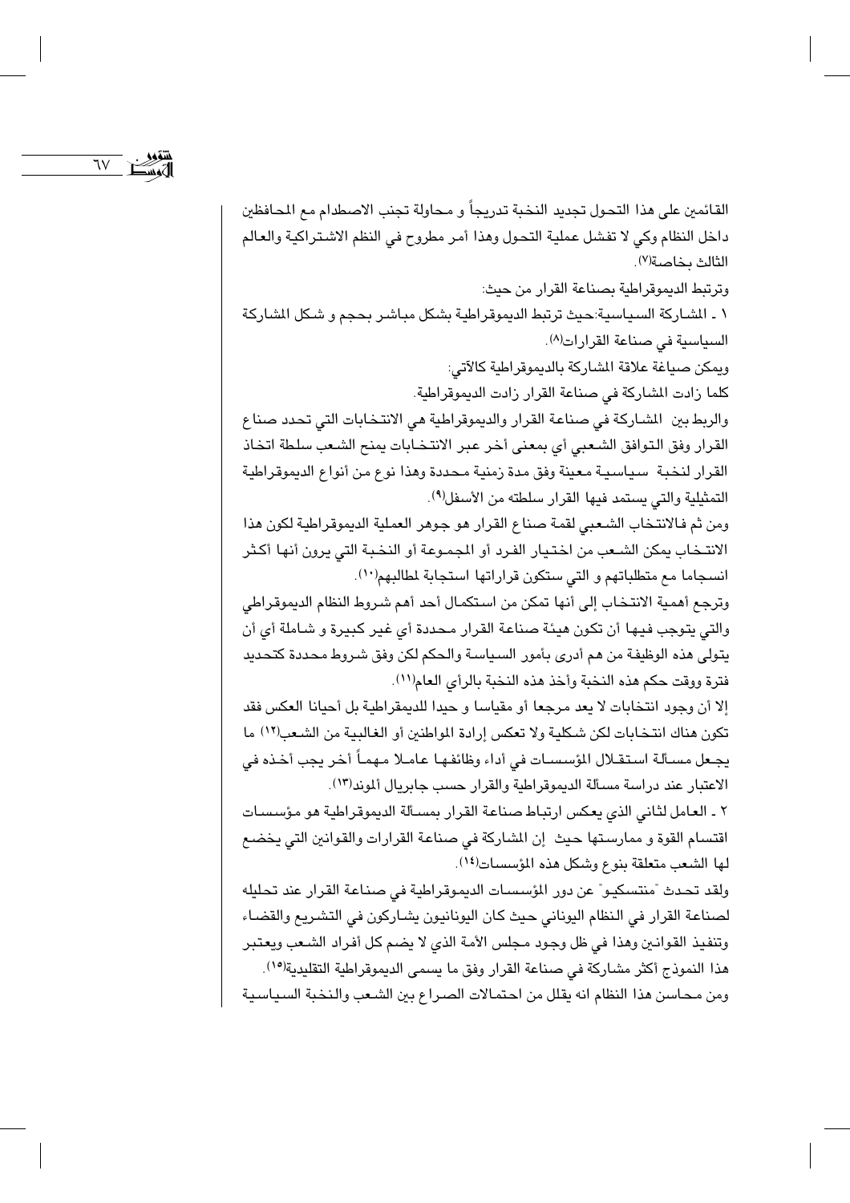القائمين على هذا التحول تجديد النخبة تدريجاً و محاولة تجنب الاصطدام مع المحافظين داخل النظام وكي لا تفشل عملية التحول وهذا أمر مطروح في النظم الاشتراكية والعالم الثالث بخاصة(٧).

وترتبط الديموقراطية بصناعة القرار من حيث:

١ ـ المشاركة السياسية:حيث ترتبط الديموقراطية بشكل مباشر بحجم و شكل المشاركة السياسية في صناعة القرارات(٨).

ويمكن صياغة علاقة المشاركة بالديموقراطية كالآتي:

كلما زادت المشاركة في صناعة القرار زادت الديموقراطية.

والربط بين المشاركة في صناعة القرار والديموقراطية هي الانتخابات التي تحدد صناع القرار وفق التوافق الشعبي أي بمعنى أخر عبر الانتخابات يمنح الشعب سلطة اتخاذ القرار لنخبة سياسية معينة وفق مدة زمنية محددة وهذا نوع من أنواع الديموقراطية التمثيلية والتي يستمد فيها القرار سلطته من الأسفل(٩).

ومن ثم فالانتخاب الشعبي لقمة صناع القرار هو جوهر العملية الديموقراطية لكون هذا الانتخاب يمكن الشعب من اختيار الفرد أو المجموعة أو النخبة التي يرون أنها أكثر انسجاما مع متطلباتهم و التي ستكون قراراتها استجابة لمطالبهم(١٠).

وترجع أهمية الانتخاب إلى أنها تمكن من استكمال أحد أهم شروط النظام الديموقراطي والتي يتوجب فيها أن تكون هيئة صناعة القرار محددة أي غير كبيرة و شاملة أي أن يتولى هذه الوظيفة من هم أدرى بأمور السياسة والحكم لكن وفق شروط محددة كتحديد فترة ووقت حكم هذه النخبة وأخذ هذه النخبة بالرأي العام(١١).

إلا أن وجود انتخابات لا يعد مرجعا أو مقياسا و حيدا للديمقراطية بل أحيانا العكس فقد تكون هناك انتخابات لكن شكلية ولا تعكس إرادة المواطنين أو الغالبية من الشعب(١٢) ما يجعل مسألة استقلال المؤسسات في أداء وظائفها عاملا مهماً أخر يجب أخذه في الاعتبار عند دراسة مسألة الديموقراطية والقرار حسب جابريال ألموند(١٣).

٢ ـ العامل لثاني الذي يعكس ارتباط صناعة القرار بمسألة الديموقراطية هو مؤسسات اقتسام القوة و ممارستها حيث إن المشاركة في صناعة القرارات والقوانين التي يخضع لها الشعب متعلقة بنوع وشكل هذه المؤسسات(١٤).

ولقد تحدث "منتسكيو" عن دور المؤسسات الديموقراطية في صناعة القرار عند تحليله لصناعة القرار في النظام اليوناني حيث كان اليونانيون يشاركون في التشريع والقضاء وتنفيذ القوانين وهذا في ظل وجود مجلس الأمة الذي لا يضم كل أفراد الشعب ويعتبر هذا النموذج أكثر مشاركة في صناعة القرار وفق ما يسمى الديموقراطية التقليدية(١٥).

ومن محاسن هذا النظام انه يقلل من احتمالات الصراع بين الشعب والنخبة السياسية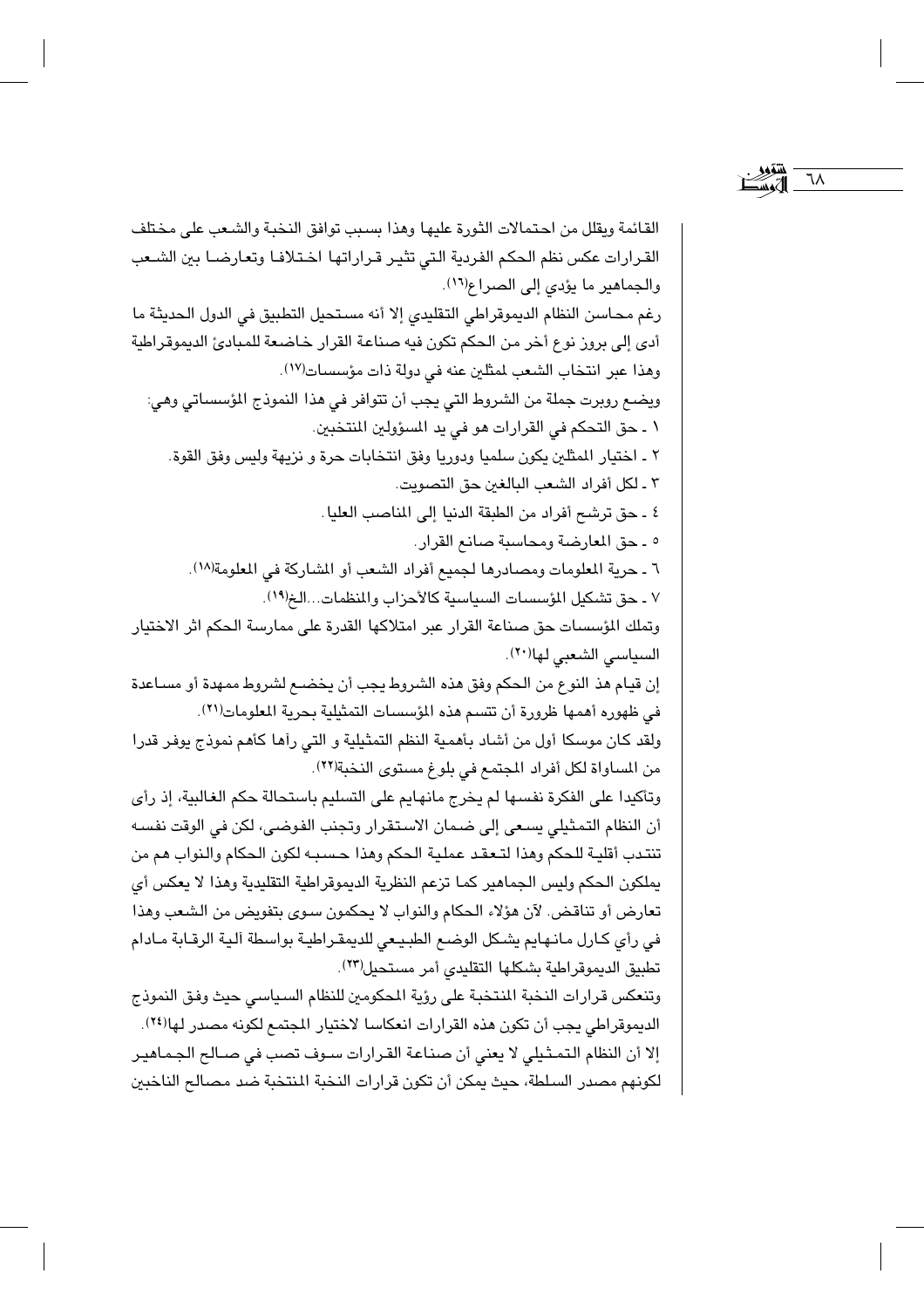القائمة ويقلل من احتمالات الثورة عليها وهذا بسبب توافق النخبة والشعب على مختلف القرارات عكس نظم الحكم الفردية التي تثير قراراتها اختلافا وتعارضا بين الشعب والجماهير ما يؤدي إلى الصراع[١٦].

رغم محاسن النظام الديموقراطي التقليدي إلا أنه مستحيل التطبيق في الدول الحديثة ما أدى إلى بروز نوع أخر من الحكم تكون فيه صناعة القرار خاضعة للمبادئ الديموقراطية وهذا عبر انتخاب الشعب لممثلين عنه في دولة ذات مؤسسات[١٧].

ويضع روبرت جملة من الشروط التي يجب أن تتوافر في هذا النموذج المؤسساتي وهي:

١ ـ حق التحكم في القرارات هو في يد المسؤولين المنتخبين.

٢ ـ اختيار الممثلين يكون سلميا ودوريا وفق انتخابات حرة و نزيهة وليس وفق القوة.

٣ ـ لكل أفراد الشعب البالغين حق التصويت.

٤ ـ حق ترشح أفراد من الطبقة الدنيا إلى المناصب العليا.

٥ ـ حق المعارضة ومحاسبة صانع القرار.

٦ ـ حرية المعلومات ومصادرها لجميع أفراد الشعب أو المشاركة في المعلومة[١٨].

٧ ـ حق تشكيل المؤسسات السياسية كالأحزاب والمنظمات...الخ[١٩].

وتملك المؤسسات حق صناعة القرار عبر امتلاكها القدرة على ممارسة الحكم اثر الاختيار السياسي الشعبي لها[٢٠].

إن قيام هذ النوع من الحكم وفق هذه الشروط يجب أن يخضع لشروط ممهدة أو مساعدة في ظهوره أهمها ضرورة أن تتسم هذه المؤسسات التمثيلية بحرية المعلومات[٢١].

ولقد كان موسكا أول من أشاد بأهمية النظم التمثيلية و التي رآها كأهم نموذج يوفر قدرا من المساواة لكل أفراد المجتمع في بلوغ مستوى النخبة[٢٢].

وتأكيدا على الفكرة نفسها لم يخرج مانهايم على التسليم باستحالة حكم الغالبية، إذ رأى أن النظام التمثيلي يسعى إلى ضمان الاستقرار وتجنب الفوضى، لكن في الوقت نفسه تنتدب أقلية للحكم وهذا لتعقد عملية الحكم وهذا حسبه لكون الحكام والنواب هم من يملكون الحكم وليس الجماهير كما تزعم النظرية الديموقراطية التقليدية وهذا لا يعكس أي تعارض أو تناقض. لآن هؤلاء الحكام والنواب لا يحكمون سوى بتفويض من الشعب وهذا في رأي كارل مانهايم يشكل الوضع الطبيعي للديمقراطية بواسطة آلية الرقابة مادام تطبيق الديموقراطية بشكلها التقليدي أمر مستحيل[٢٣].

وتنعكس قرارات النخبة المنتخبة على رؤية المحكومين للنظام السياسي حيث وفق النموذج الديموقراطي يجب أن تكون هذه القرارات انعكاسا لاختيار المجتمع لكونه مصدر لها[٢٤].

إلا أن النظام التمثيلي لا يعني أن صناعة القرارات سوف تصب في صالح الجماهير لكونهم مصدر السلطة، حيث يمكن أن تكون قرارات النخبة المنتخبة ضد مصالح الناخبين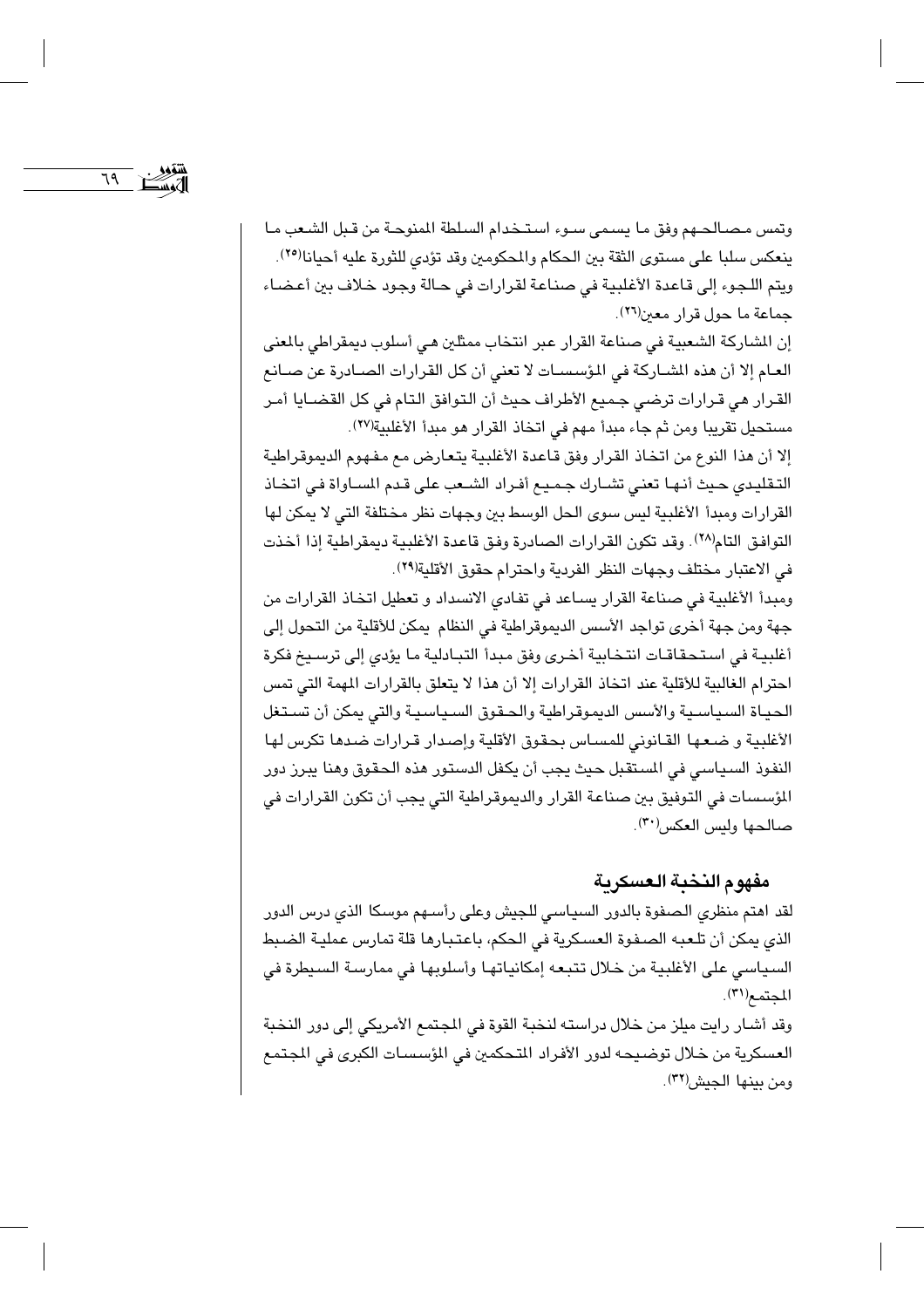وتمس مصالحهم وفق ما يسمى سوء استخدام السلطة الممنوحة من قبل الشعب ما ينعكس سلبا على مستوى الثقة بين الحكام والمحكومين وقد تؤدي للثورة عليه أحيانا[٢٥].

ويتم اللجوء إلى قاعدة الأغلبية في صناعة لقرارات في حالة وجود خلاف بين أعضاء جماعة ما حول قرار معين[٢٦].

إن المشاركة الشعبية في صناعة القرار عبر انتخاب ممثلين هي أسلوب ديمقراطي بالمعنى العام إلا أن هذه المشاركة في المؤسسات لا تعني أن كل القرارات الصادرة عن صانع القرار هي قرارات ترضي جميع الأطراف حيث أن التوافق التام في كل القضايا أمر مستحيل تقريبا ومن ثم جاء مبدأ مهم في اتخاذ القرار هو مبدأ الأغلبية[٢٧].

إلا أن هذا النوع من اتخاذ القرار وفق قاعدة الأغلبية يتعارض مع مفهوم الديمقراطية التقليدي حيث أنها تعني تشارك جميع أفراد الشعب على قدم المساواة في اتخاذ القرارات ومبدأ الأغلبية ليس سوى الحل الوسط بين وجهات نظر مختلفة التي لا يمكن لها التوافق التام[٢٨]. وقد تكون القرارات الصادرة وفق قاعدة الأغلبية ديمقراطية إذا أخذت في الاعتبار مختلف وجهات النظر الفردية واحترام حقوق الأقلية[٢٩].

ومبدأ الأغلبية في صناعة القرار يساعد في تفادي الانسداد و تعطيل اتخاذ القرارات من جهة ومن جهة أخرى تواجد الأسس الديموقراطية في النظام يمكن للأقلية من التحول إلى أغلبية في استحقاقات انتخابية أخرى وفق مبدأ التبادلية ما يؤدي إلى ترسيخ فكرة احترام الغالبية للأقلية عند اتخاذ القرارات إلا أن هذا لا يتعلق بالقرارات المهمة التي تمس الحياة السياسية والأسس الديموقراطية والحقوق السياسية والتي يمكن أن تستغل الأغلبية و ضعها القانوني للمساس بحقوق الأقلية وإصدار قرارات ضدها تكرس لها النفوذ السياسي في المستقبل حيث يجب أن يكفل الدستور هذه الحقوق وهنا يبرز دور المؤسسات في التوفيق بين صناعة القرار والديموقراطية التي يجب أن تكون القرارات في صالحها وليس العكس[٣٠].

## مفهوم النخبة العسكرية

لقد اهتم منظري الصفوة بالدور السياسي للجيش وعلى رأسهم موسكا الذي درس الدور الذي يمكن أن تلعبه الصفوة العسكرية في الحكم، باعتبارها قلة تمارس عملية الضبط السياسي على الأغلبية من خلال تتبعه إمكانياتها وأسلوبها في ممارسة السيطرة في المجتمع[٣١].

وقد أشار رايت ميلز من خلال دراسته لنخبة القوة في المجتمع الأمريكي إلى دور النخبة العسكرية من خلال توضيحه لدور الأفراد المتحكمين في المؤسسات الكبرى في المجتمع ومن بينها الجيش[٣٢].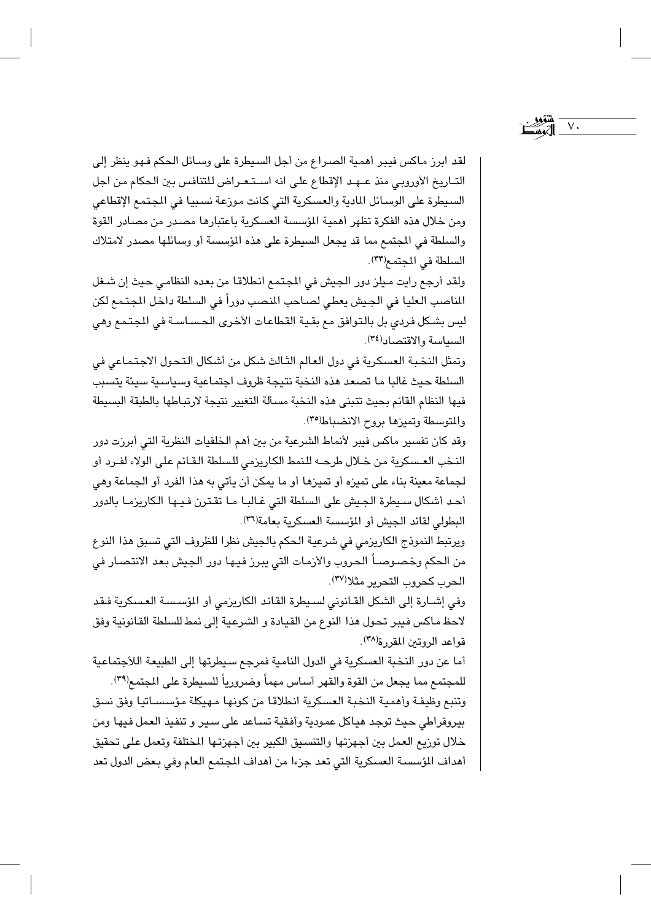لقد ابرز ماكس فيبر أهمية الصراع من أجل السيطرة على وسائل الحكم فهو ينظر إلى التاريخ الأوروبي منذ عهد الإقطاع على انه استعراض للتنافس بين الحكام من اجل السيطرة على الوسائل المادية والعسكرية التي كانت موزعة نسبيا في المجتمع الإقطاعي ومن خلال هذه الفكرة تظهر أهمية المؤسسة العسكرية باعتبارها مصدر من مصادر القوة والسلطة في المجتمع مما قد يجعل السيطرة على هذه المؤسسة أو وسائلها مصدر لامتلاك السلطة في المجتمع(٣٣).

ولقد أرجع رايت ميلز دور الجيش في المجتمع انطلاقا من بعده النظامي حيث إن شغل المناصب العليا في الجيش يعطي لصاحب المنصب دوراً في السلطة داخل المجتمع لكن ليس بشكل فردي بل بالتوافق مع بقية القطاعات الأخرى الحساسة في المجتمع وهي السياسة والاقتصاد(٣٤).

وتمثل النخبة العسكرية في دول العالم الثالث شكل من أشكال التحول الاجتماعي في السلطة حيث غالبا ما تصعد هذه النخبة نتيجة ظروف اجتماعية وسياسية سيئة يتسبب فيها النظام القائم بحيث تتبنى هذه النخبة مسألة التغيير نتيجة لارتباطها بالطبقة البسيطة والمتوسطة وتميزها بروح الانضباط(٣٥).

وقد كان تفسير ماكس فيبر لأنماط الشرعية من بين أهم الخلفيات النظرية التي أبرزت دور النخب العسكرية من خلال طرحه للنمط الكاريزمي للسلطة القائم على الولاء لفرد أو لجماعة معينة بناء على تميزه أو تميزها أو ما يمكن أن يأتي به هذا الفرد أو الجماعة وهي أحد أشكال سيطرة الجيش على السلطة التي غالبا ما تقترن فيها الكاريزما بالدور البطولي لقائد الجيش أو المؤسسة العسكرية بعامة(٣٦).

ويرتبط النموذج الكاريزمي في شرعية الحكم بالجيش نظرا للظروف التي تسبق هذا النوع من الحكم وخصوصاً الحروب والأزمات التي يبرز فيها دور الجيش بعد الانتصار في الحرب كحروب التحرير مثلا(٣٧).

وفي إشارة إلى الشكل القانوني لسيطرة القائد الكاريزمي أو المؤسسة العسكرية فقد لاحظ ماكس فيبر تحول هذا النوع من القيادة و الشرعية إلى نمط للسلطة القانونية وفق قواعد الروتين المقررة(٣٨).

أما عن دور النخبة العسكرية في الدول النامية فمرجع سيطرتها إلى الطبيعة اللاجتماعية للمجتمع مما يجعل من القوة والقهر أساس مهماً وضرورياً للسيطرة على المجتمع(٣٩).

وتنبع وظيفة وأهمية النخبة العسكرية انطلاقا من كونها مهيكلة مؤسساتيا وفق نسق بيروقراطي حيث توجد هياكل عمودية وأفقية تساعد على سير و تنفيذ العمل فيها ومن خلال توزيع العمل بين أجهزتها والتنسيق الكبير بين أجهزتها المختلفة وتعمل على تحقيق أهداف المؤسسة العسكرية التي تعد جزءا من أهداف المجتمع العام وفي بعض الدول تعد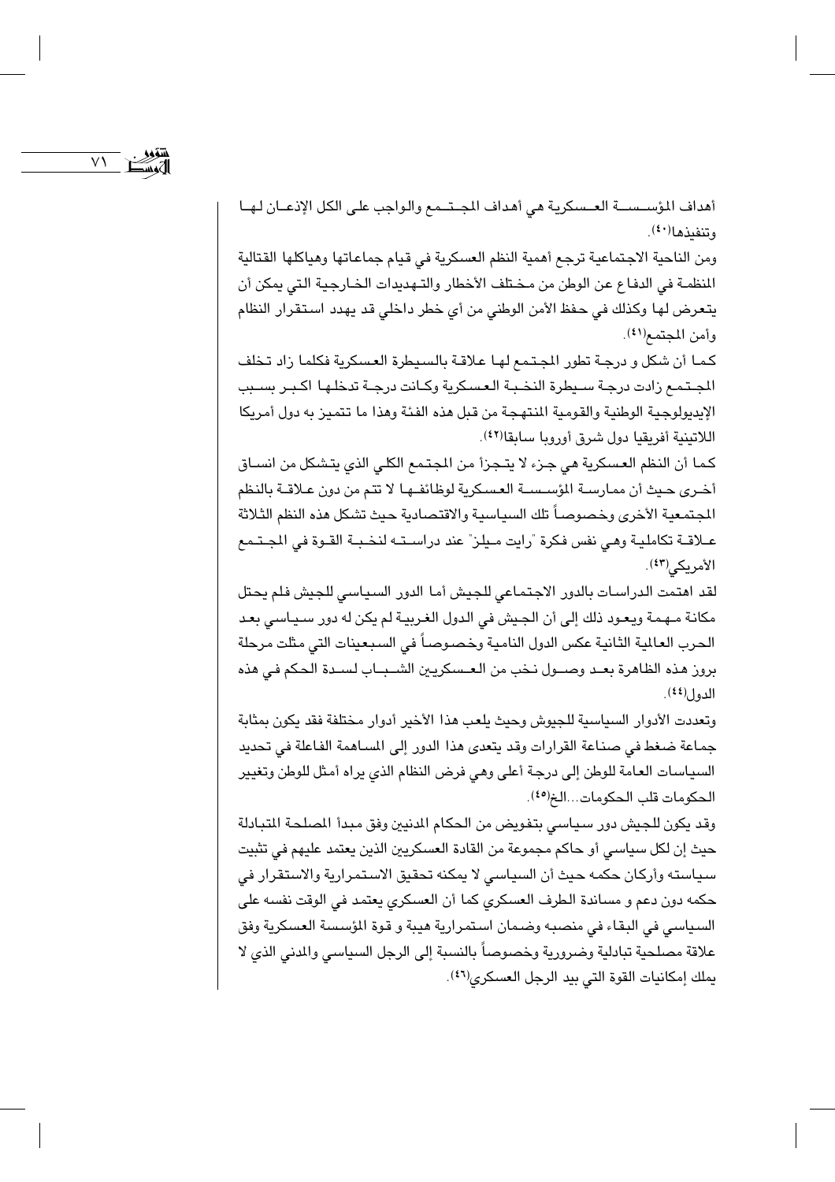أهداف المؤسسة العسكرية هي أهداف المجتمع والواجب على الكل الإذعان لها وتنفيذها(٤٠).

ومن الناحية الاجتماعية ترجع أهمية النظم العسكرية في قيام جماعاتها وهياكلها القتالية المنظمة في الدفاع عن الوطن من مختلف الأخطار والتهديدات الخارجية التي يمكن أن يتعرض لها وكذلك في حفظ الأمن الوطني من أي خطر داخلي قد يهدد استقرار النظام وأمن المجتمع(٤١).

كما أن شكل و درجة تطور المجتمع لها علاقة بالسيطرة العسكرية فكلما زاد تخلف المجتمع زادت درجة سيطرة النخبة العسكرية وكانت درجة تدخلها اكبر بسبب الإيديولوجية الوطنية والقومية المنتهجة من قبل هذه الفئة وهذا ما تتميز به دول أمريكا اللاتينية أفريقيا دول شرق أوروبا سابقا(٤٢).

كما أن النظم العسكرية هي جزء لا يتجزأ من المجتمع الكلي الذي يتشكل من انساق أخرى حيث أن ممارسة المؤسسة العسكرية لوظائفها لا تتم من دون علاقة بالنظم المجتمعية الأخرى وخصوصاً تلك السياسية والاقتصادية حيث تشكل هذه النظم الثلاثة علاقة تكاملية وهي نفس فكرة "رايت ميلز" عند دراسته لنخبة القوة في المجتمع الأمريكي(٤٣).

لقد اهتمت الدراسات بالدور الاجتماعي للجيش أما الدور السياسي للجيش فلم يحتل مكانة مهمة ويعود ذلك إلى أن الجيش في الدول الغربية لم يكن له دور سياسي بعد الحرب العالمية الثانية عكس الدول النامية وخصوصاً في السبعينات التي مثلت مرحلة بروز هذه الظاهرة بعد وصول نخب من العسكريين الشباب لسدة الحكم في هذه الدول(٤٤).

وتعددت الأدوار السياسية للجيوش وحيث يلعب هذا الأخير أدوار مختلفة فقد يكون بمثابة جماعة ضغط في صناعة القرارات وقد يتعدى هذا الدور إلى المساهمة الفاعلة في تحديد السياسات العامة للوطن إلى درجة أعلى وهي فرض النظام الذي يراه أمثل للوطن وتغيير الحكومات قلب الحكومات...الخ(٤٥).

وقد يكون للجيش دور سياسي بتفويض من الحكام المدنيين وفق مبدأ المصلحة المتبادلة حيث إن لكل سياسي أو حاكم مجموعة من القادة العسكريين الذين يعتمد عليهم في تثبيت سياسته وأركان حكمه حيث أن السياسي لا يمكنه تحقيق الاستمرارية والاستقرار في حكمه دون دعم و مساندة الطرف العسكري كما أن العسكري يعتمد في الوقت نفسه على السياسي في البقاء في منصبه وضمان استمرارية هيبة و قوة المؤسسة العسكرية وفق علاقة مصلحية تبادلية وضرورية وخصوصاً بالنسبة إلى الرجل السياسي والمدني الذي لا يملك إمكانيات القوة التي بيد الرجل العسكري(٤٦).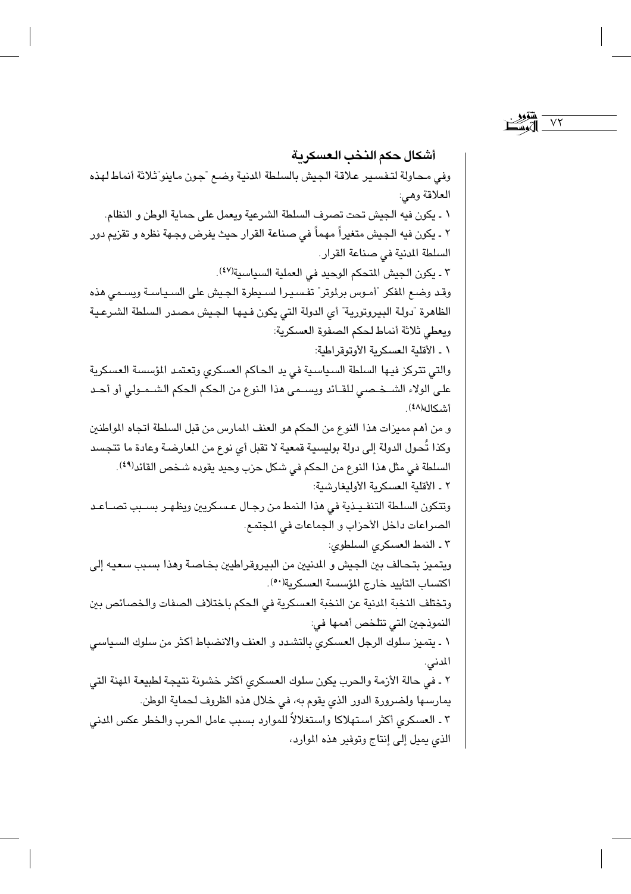## أشكال حكم النخب العسكرية

وفي محاولة لتفسير علاقة الجيش بالسلطة المدنية وضع "جون ماينو" ثلاثة أنماط لهذه العلاقة وهي:

١ ـ يكون فيه الجيش تحت تصرف السلطة الشرعية ويعمل على حماية الوطن و النظام.

٢ ـ يكون فيه الجيش متغيراً مهماً في صناعة القرار حيث يفرض وجهة نظره و تقزيم دور السلطة المدنية في صناعة القرار.

٣ ـ يكون الجيش المتحكم الوحيد في العملية السياسية(٤٧).

وقد وضع المفكر "أموس برلموتر" تفسيرا لسيطرة الجيش على السياسة ويسمي هذه الظاهرة "دولة البيروتورية" أي الدولة التي يكون فيها الجيش مصدر السلطة الشرعية ويعطي ثلاثة أنماط لحكم الصفوة العسكرية:

١ ـ الأقلية العسكرية الأوتوقراطية:

والتي تتركز فيها السلطة السياسية في يد الحاكم العسكري وتعتمد المؤسسة العسكرية على الولاء الشخصي للقائد ويسمى هذا النوع من الحكم الحكم الشمولي أو أحد أشكاله(٤٨).

و من أهم مميزات هذا النوع من الحكم هو العنف الممارس من قبل السلطة اتجاه المواطنين وكذا تُحول الدولة إلى دولة بوليسية قمعية لا تقبل أي نوع من المعارضة وعادة ما تتجسد السلطة في مثل هذا النوع من الحكم في شكل حزب وحيد يقوده شخص القائد(٤٩).

٢ ـ الأقلية العسكرية الأوليغارشية:

وتتكون السلطة التنفيذية في هذا النمط من رجال عسكريين ويظهر بسبب تصاعد الصراعات داخل الأحزاب و الجماعات في المجتمع.

٣ ـ النمط العسكري السلطوي:

ويتميز بتحالف بين الجيش و المدنيين من البيروقراطيين بخاصة وهذا بسبب سعيه إلى اكتساب التأييد خارج المؤسسة العسكرية(٥٠).

وتختلف النخبة المدنية عن النخبة العسكرية في الحكم باختلاف الصفات والخصائص بين النموذجين التي تتلخص أهمها في:

١ ـ يتميز سلوك الرجل العسكري بالتشدد و العنف والانضباط أكثر من سلوك السياسي المدني.

٢ ـ في حالة الأزمة والحرب يكون سلوك العسكري أكثر خشونة نتيجة لطبيعة المهنة التي يمارسها ولضرورة الدور الذي يقوم به، في خلال هذه الظروف لحماية الوطن.

٣ ـ العسكري أكثر استهلاكا واستغلالاً للموارد بسبب عامل الحرب والخطر عكس المدني الذي يميل إلى إنتاج وتوفير هذه الموارد،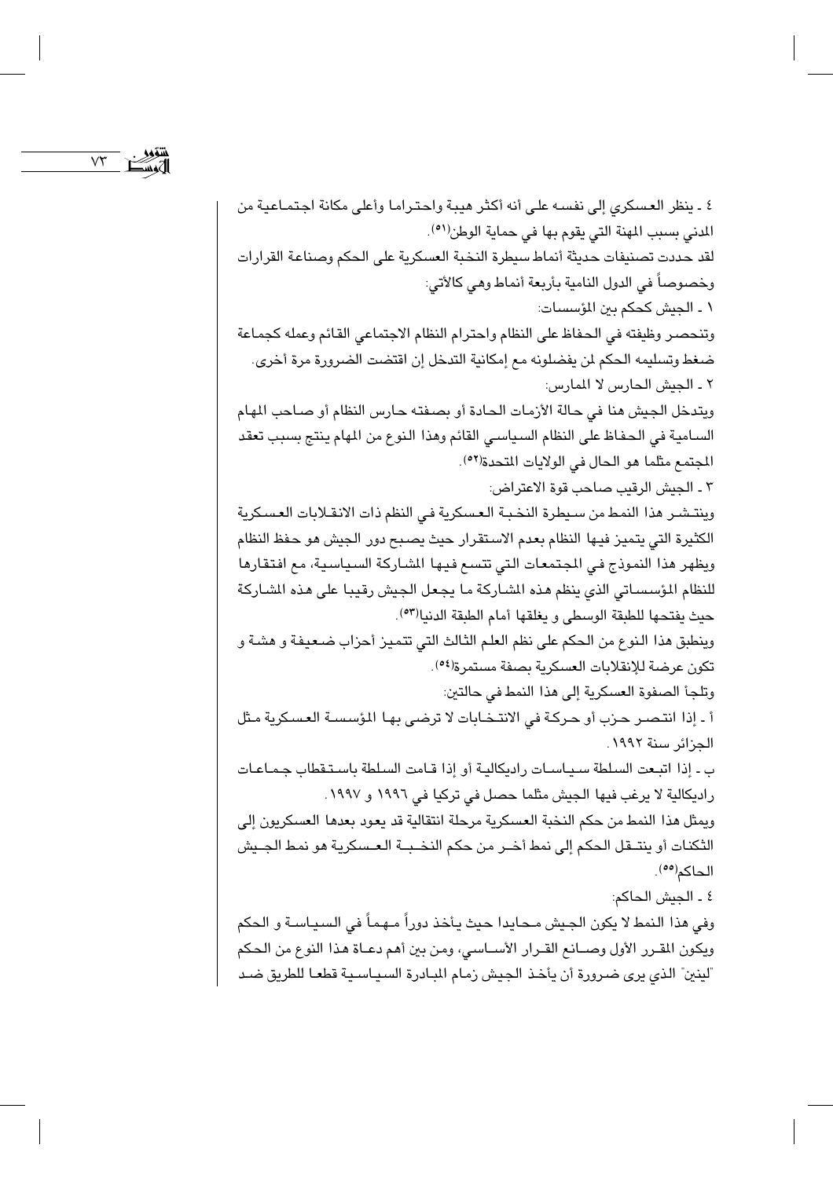٤ ـ ينظر العسكري إلى نفسه على أنه أكثر هيبة واحتراما وأعلى مكانة اجتماعية من المدني بسبب المهنة التي يقوم بها في حماية الوطن[٥١].

لقد حددت تصنيفات حديثة أنماط سيطرة النخبة العسكرية على الحكم وصناعة القرارات وخصوصاً في الدول النامية بأربعة أنماط وهي كالآتي:

١ ـ الجيش كحكم بين المؤسسات:

وتنحصر وظيفته في الحفاظ على النظام واحترام النظام الاجتماعي القائم وعمله كجماعة ضغط وتسليمه الحكم لمن يفضلونه مع إمكانية التدخل إن اقتضت الضرورة مرة أخرى.

٢ ـ الجيش الحارس لا الممارس:

ويتدخل الجيش هنا في حالة الأزمات الحادة أو بصفته حارس النظام أو صاحب المهام السامية في الحفاظ على النظام السياسي القائم وهذا النوع من المهام ينتج بسبب تعقد المجتمع مثلما هو الحال في الولايات المتحدة[٥٢].

٣ ـ الجيش الرقيب صاحب قوة الاعتراض:

وينتشر هذا النمط من سيطرة النخبة العسكرية في النظم ذات الانقلابات العسكرية الكثيرة التي يتميز فيها النظام بعدم الاستقرار حيث يصبح دور الجيش هو حفظ النظام ويظهر هذا النموذج في المجتمعات التي تتسع فيها المشاركة السياسية، مع افتقارها للنظام المؤسساتي الذي ينظم هذه المشاركة ما يجعل الجيش رقيبا على هذه المشاركة حيث يفتحها للطبقة الوسطى و يغلقها أمام الطبقة الدنيا[٥٣].

وينطبق هذا النوع من الحكم على نظم العلم الثالث التي تتميز أحزاب ضعيفة و هشة و تكون عرضة للإنقلابات العسكرية بصفة مستمرة[٥٤].

وتلجأ الصفوة العسكرية إلى هذا النمط في حالتين:

أ ـ إذا انتصر حزب أو حركة في الانتخابات لا ترضى بها المؤسسة العسكرية مثل الجزائر سنة ١٩٩٢.

ب ـ إذا اتبعت السلطة سياسات راديكالية أو إذا قامت السلطة باستقطاب جماعات راديكالية لا يرغب فيها الجيش مثلما حصل في تركيا في ١٩٩٦ و ١٩٩٧.

ويمثل هذا النمط من حكم النخبة العسكرية مرحلة انتقالية قد يعود بعدها العسكريون إلى الثكنات أو ينتقل الحكم إلى نمط أخر من حكم النخبة العسكرية هو نمط الجيش الحاكم[٥٥].

٤ ـ الجيش الحاكم:

وفي هذا النمط لا يكون الجيش محايدا حيث يأخذ دوراً مهماً في السياسة و الحكم ويكون المقرر الأول وصانع القرار الأساسي، ومن بين أهم دعاة هذا النوع من الحكم "لينين" الذي يرى ضرورة أن يأخذ الجيش زمام المبادرة السياسية قطعا للطريق ضد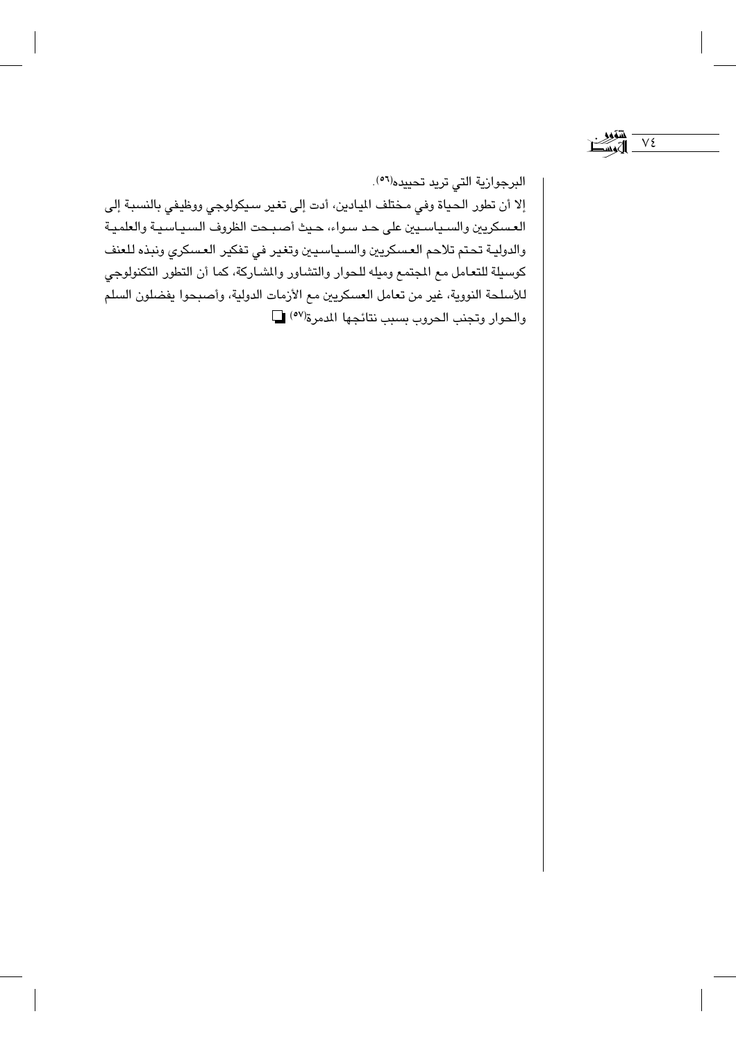البرجوازية التي تريد تحييده[٥٦].

إلا أن تطور الحياة وفي مختلف الميادين، أدت إلى تغير سيكولوجي ووظيفي بالنسبة إلى العسكريين والسياسيين على حد سواء، حيث أصبحت الظروف السياسية والعلمية والدولية تحتم تلاحم العسكريين والسياسيين وتغير في تفكير العسكري ونبذه للعنف كوسيلة للتعامل مع المجتمع وميله للحوار والتشاور والمشاركة، كما أن التطور التكنولوجي للأسلحة النووية، غير من تعامل العسكريين مع الأزمات الدولية، وأصبحوا يفضلون السلم والحوار وتجنب الحروب بسبب نتائجها المدمرة[٥٧] ❑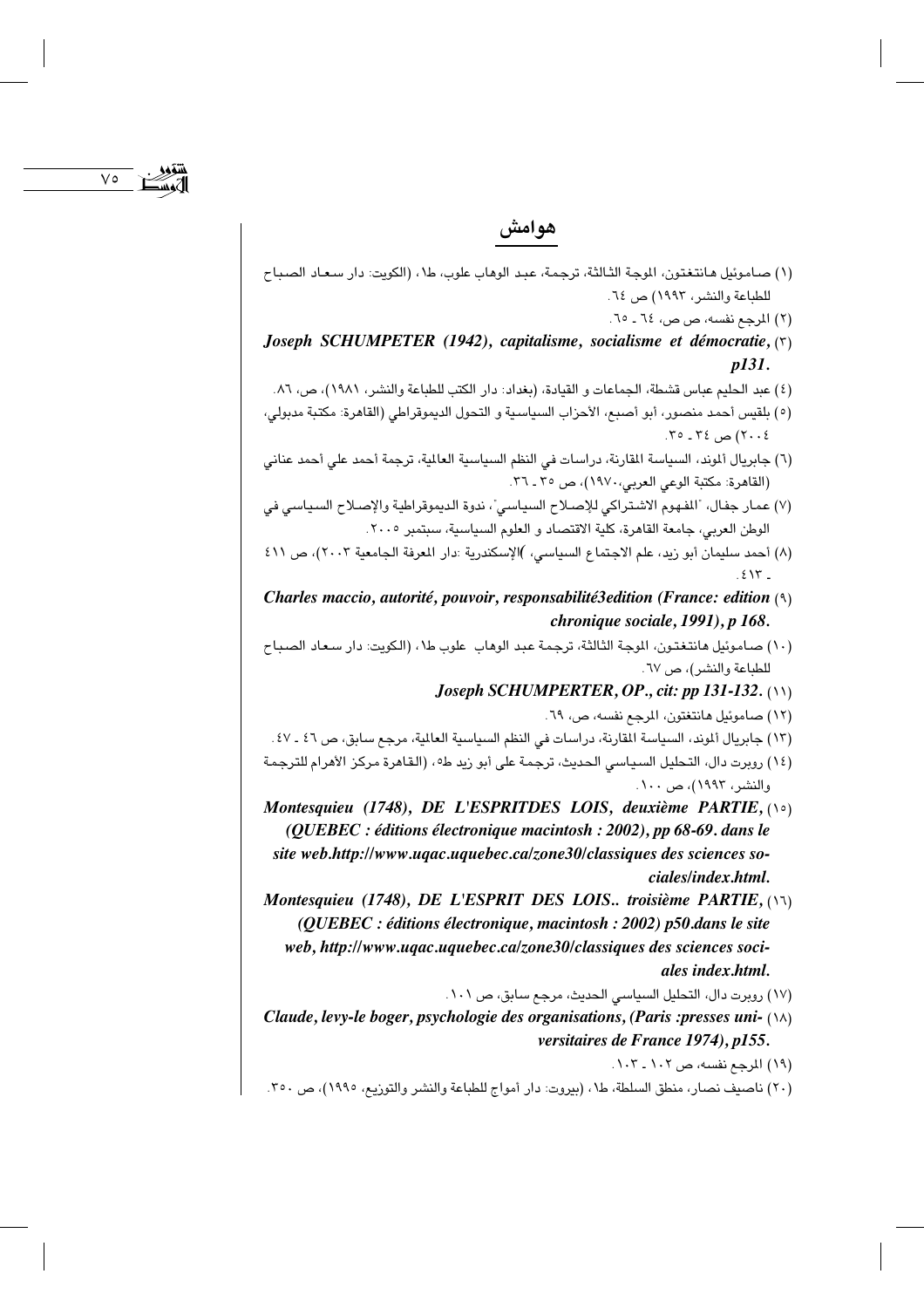## هوامش

(١) صاموئيل هانتغتون، الموجة الثالثة، ترجمة، عبد الوهاب علوب، ط١، (الكويت: دار سعاد الصباح للطباعة والنشر، ١٩٩٣) ص ٦٤.

(٢) المرجع نفسه، ص ص، ٦٤ ـ ٦٥.

(٣) ***Joseph SCHUMPETER (1942), capitalisme, socialisme et démocratie, p131.***

(٤) عبد الحليم عباس قشطة، الجماعات و القيادة، (بغداد: دار الكتب للطباعة والنشر، ١٩٨١)، ص، ٨٦.

(٥) بلقيس أحمد منصور، أبو أصبع، الأحزاب السياسية و التحول الديموقراطي (القاهرة: مكتبة مدبولي، ٢٠٠٤) ص ٣٤ ـ ٣٥.

(٦) جابريال ألموند، السياسة المقارنة، دراسات في النظم السياسية العالمية، ترجمة أحمد علي أحمد عناني (القاهرة: مكتبة الوعي العربي،١٩٧٠)، ص ٣٥ ـ ٣٦.

(٧) عمار جفال، "المفهوم الاشتراكي للإصلاح السياسي"، ندوة الديموقراطية والإصلاح السياسي في الوطن العربي، جامعة القاهرة، كلية الاقتصاد و العلوم السياسية، سبتمبر ٢٠٠٥.

(٨) أحمد سليمان أبو زيد، علم الاجتماع السياسي، )الإسكندرية :دار المعرفة الجامعية ٢٠٠٣)، ص ٤١١ ـ ٤١٣.

(٩) ***Charles maccio, autorité, pouvoir, responsabilité3edition (France: edition chronique sociale, 1991), p 168.***

(١٠) صاموئيل هانتغتون، الموجة الثالثة، ترجمة عبد الوهاب علوب ط١، (الكويت: دار سعاد الصباح للطباعة والنشر)، ص ٦٧.

(١١) ***Joseph SCHUMPERTER, OP., cit: pp 131-132.***

(١٢) صاموئيل هانتغتون، المرجع نفسه، ص، ٦٩.

(١٣) جابريال ألموند، السياسة المقارنة، دراسات في النظم السياسية العالمية، مرجع سابق، ص ٤٦ ـ ٤٧.

(١٤) روبرت دال، التحليل السياسي الحديث، ترجمة على أبو زيد ط٥، (القاهرة مركز الأهرام للترجمة والنشر، ١٩٩٣)، ص ١٠٠.

(١٥) ***Montesquieu (1748), DE L'ESPRITDES LOIS, deuxième PARTIE, (QUEBEC : éditions électronique macintosh : 2002), pp 68-69. dans le site web.http://www.uqac.uquebec.ca/zone30/classiques des sciences sociales/index.html.***

(١٦) ***Montesquieu (1748), DE L'ESPRIT DES LOIS.. troisième PARTIE, (QUEBEC : éditions électronique, macintosh : 2002) p50.dans le site web, http://www.uqac.uquebec.ca/zone30/classiques des sciences sociales index.html.***

(١٧) روبرت دال، التحليل السياسي الحديث، مرجع سابق، ص ١٠١.

(١٨) ***Claude, levy-le boger, psychologie des organisations, (Paris :presses universitaires de France 1974), p155.***

(١٩) المرجع نفسه، ص ١٠٢ ـ ١٠٣.

(٢٠) ناصيف نصار، منطق السلطة، ط١، (بيروت: دار أمواج للطباعة والنشر والتوزيع، ١٩٩٥)، ص ٣٥٠.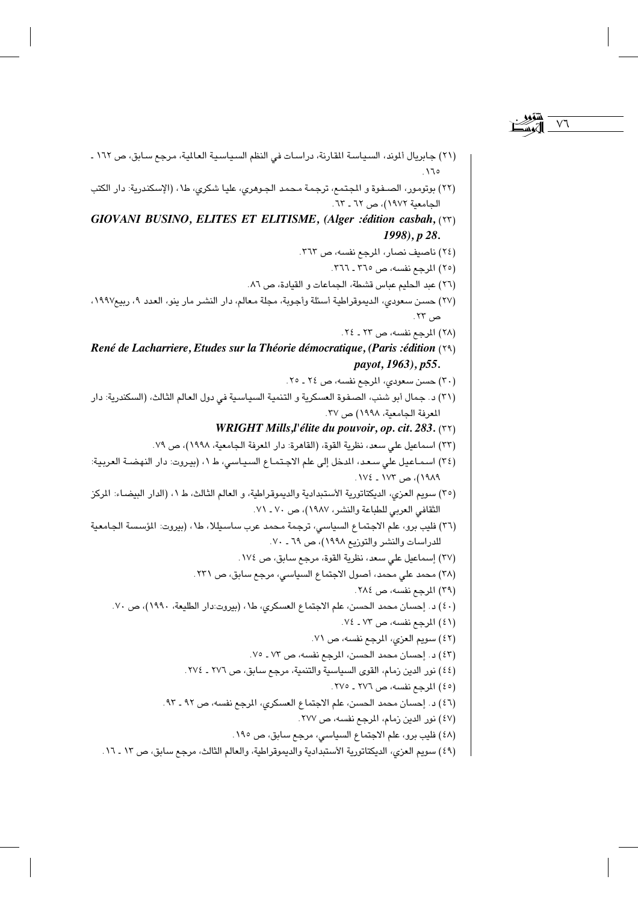(٢١) جابريال آلموند، السياسة المقارنة، دراسات في النظم السياسية العالمية، مرجع سابق، ص ١٦٢ ـ ١٦٥.

(٢٢) بوتومور، الصفوة و المجتمع، ترجمة محمد الجوهري، عليا شكري، ط١، (الإسكندرية: دار الكتب الجامعية ١٩٧٢)، ص ٦٢ ـ ٦٣.

(٢٣) ***GIOVANI BUSINO, ELITES ET ELITISME, (Alger :édition casbah, 1998), p 28.***

(٢٤) ناصيف نصار، المرجع نفسه، ص ٣٦٣.

(٢٥) المرجع نفسه، ص ٣٦٥ ـ ٣٦٦.

(٢٦) عبد الحليم عباس قشطة، الجماعات و القيادة، ص ٨٦.

(٢٧) حسن سعودي، الديموقراطية أسئلة وأجوبة، مجلة معالم، دار النشر مار ينو، العدد ٩، ربيع١٩٩٧، ص ٢٣.

(٢٨) المرجع نفسه، ص ٢٣ ـ ٢٤.

(٢٩) ***René de Lacharriere, Etudes sur la Théorie démocratique, (Paris :édition payot, 1963), p55.***

(٣٠) حسن سعودي، المرجع نفسه، ص ٢٤ ـ ٢٥.

(٣١) د. جمال أبو شنب، الصفوة العسكرية و التنمية السياسية في دول العالم الثالث، (السكندرية: دار المعرفة الجامعية، ١٩٩٨) ص ٣٧.

(٣٢) ***WRIGHT Mills,l'élite du pouvoir, op. cit. 283.***

(٣٣) اسماعيل علي سعد، نظرية القوة، (القاهرة: دار المعرفة الجامعية، ١٩٩٨)، ص ٧٩.

(٣٤) اسماعيل علي سعد، المدخل إلى علم الاجتماع السياسي، ط ١، (بيروت: دار النهضة العربية: ١٩٨٩)، ص ١٧٣ ـ ١٧٤.

(٣٥) سويم العزي، الديكتاتورية الأستبدادية والديموقراطية، و العالم الثالث، ط ١، (الدار البيضاء: المركز الثقافي العربي للطباعة والنشر، ١٩٨٧)، ص ٧٠ ـ ٧١.

(٣٦) فليب برو، علم الاجتماع السياسي، ترجمة محمد عرب ساسيلا، ط١، (بيروت: المؤسسة الجامعية للدراسات والنشر والتوزيع ١٩٩٨)، ص ٦٩ ـ ٧٠.

(٣٧) إسماعيل علي سعد، نظرية القوة، مرجع سابق، ص ١٧٤.

(٣٨) محمد علي محمد، أصول الاجتماع السياسي، مرجع سابق، ص ٢٣١.

(٣٩) المرجع نفسه، ص ٢٨٤.

(٤٠) د. إحسان محمد الحسن، علم الاجتماع العسكري، ط١، (بيروت:دار الطليعة، ١٩٩٠)، ص ٧٠.

(٤١) المرجع نفسه، ص ٧٣ ـ ٧٤.

(٤٢) سويم العزي، المرجع نفسه، ص ٧١.

(٤٣) د. إحسان محمد الحسن، المرجع نفسه، ص ٧٣ ـ ٧٥.

(٤٤) نور الدين زمام، القوى السياسية والتنمية، مرجع سابق، ص ٢٧٦ ـ ٢٧٤.

(٤٥) المرجع نفسه، ص ٢٧٦ ـ ٢٧٥.

(٤٦) د. إحسان محمد الحسن، علم الاجتماع العسكري، المرجع نفسه، ص ٩٢ ـ ٩٣.

(٤٧) نور الدين زمام، المرجع نفسه، ص ٢٧٧.

(٤٨) فليب برو، علم الاجتماع السياسي، مرجع سابق، ص ١٩٥.

(٤٩) سويم العزي، الديكتاتورية الأستبدادية والديموقراطية، والعالم الثالث، مرجع سابق، ص ١٣ ـ ١٦.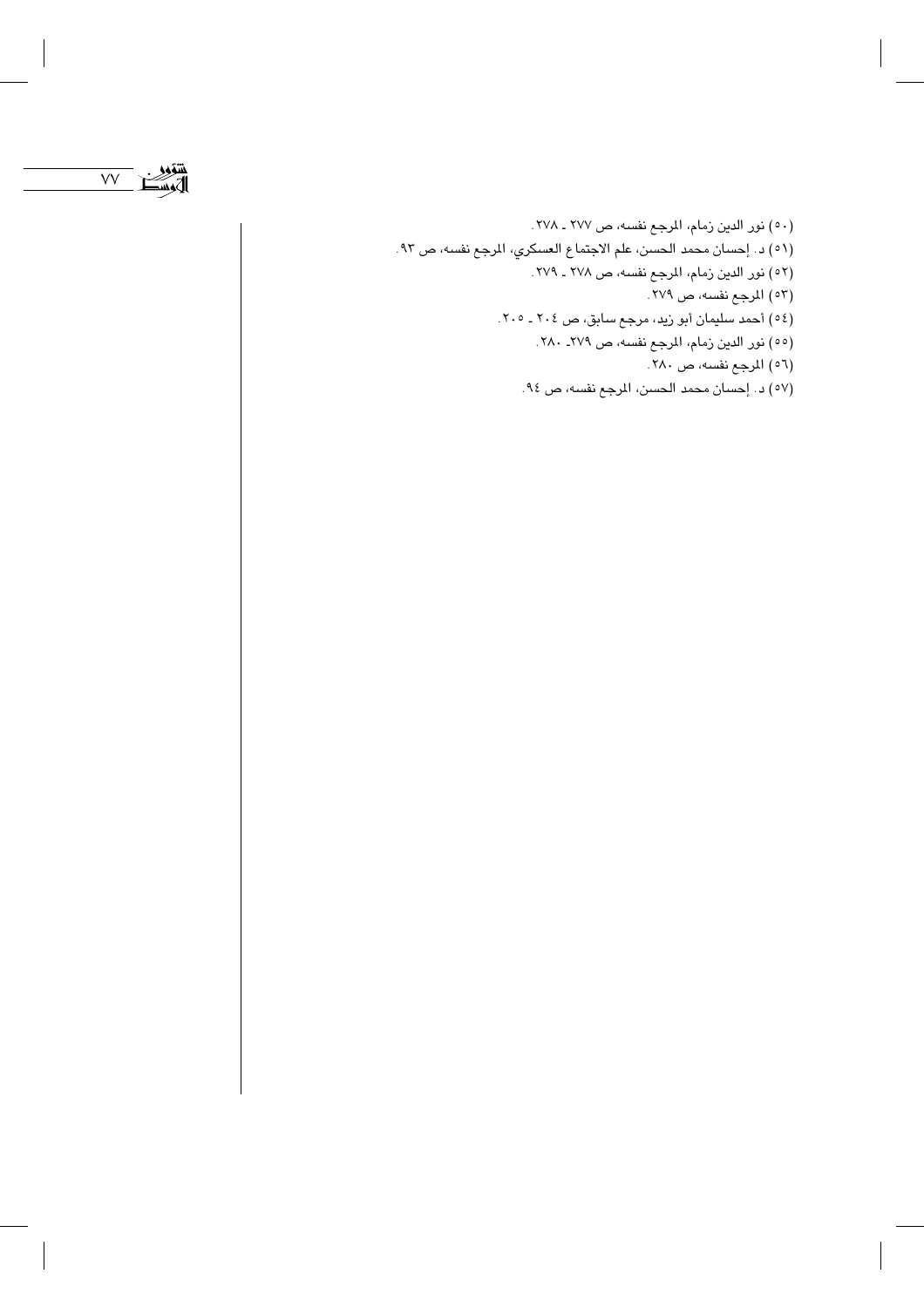(٥٠) نور الدين زمام، المرجع نفسه، ص ٢٧٧ ـ ٢٧٨.

(٥١) د. إحسان محمد الحسن، علم الاجتماع العسكري، المرجع نفسه، ص ٩٣.

(٥٢) نور الدين زمام، المرجع نفسه، ص ٢٧٨ ـ ٢٧٩.

(٥٣) المرجع نفسه، ص ٢٧٩.

(٥٤) أحمد سليمان أبو زيد، مرجع سابق، ص ٢٠٤ ـ ٢٠٥.

(٥٥) نور الدين زمام، المرجع نفسه، ص ٢٧٩ـ ٢٨٠.

(٥٦) المرجع نفسه، ص ٢٨٠.

(٥٧) د. إحسان محمد الحسن، المرجع نفسه، ص ٩٤.